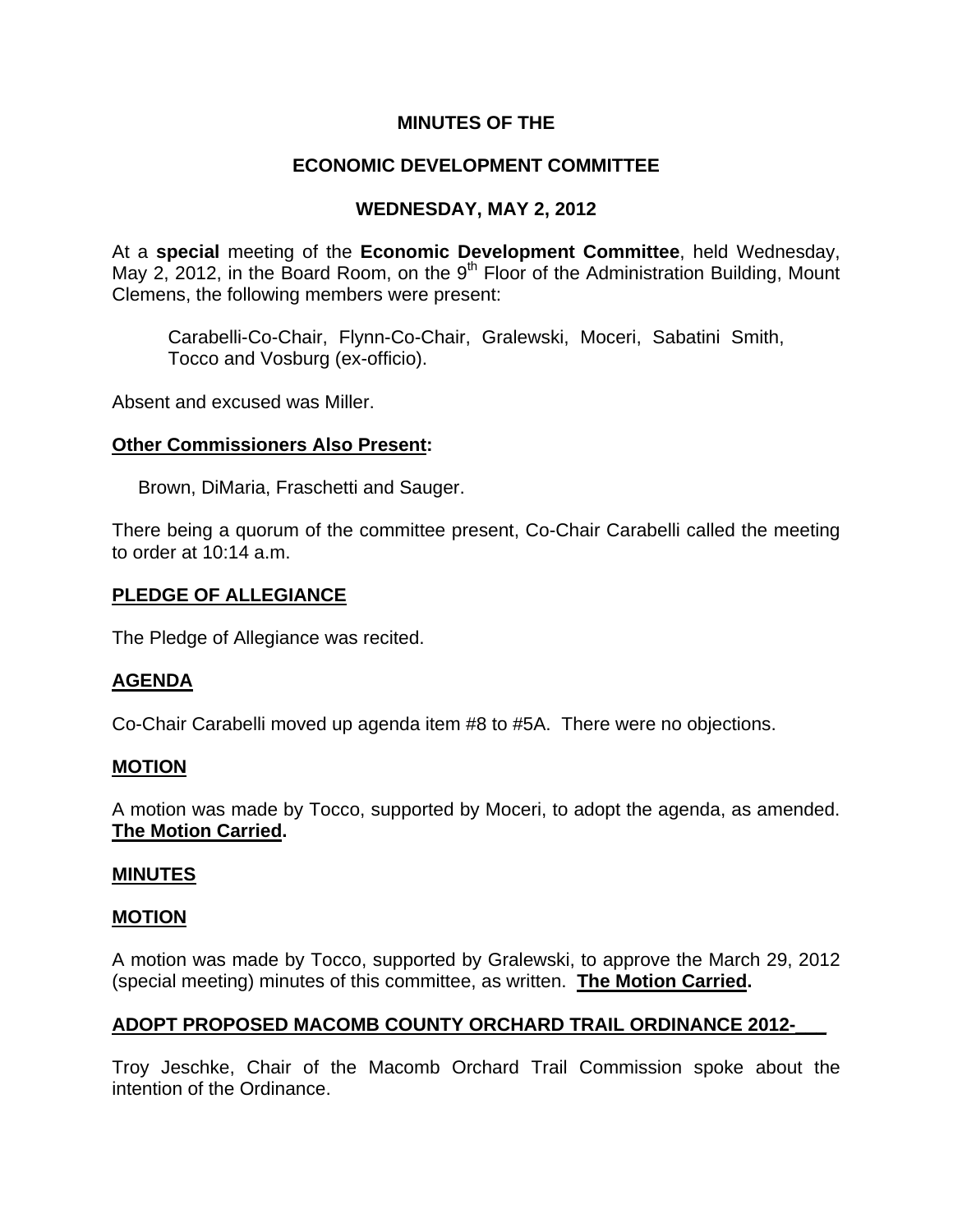# MINUTES OF THE

## ECONOMIC DEVELOPMENT COMMITTEE

### WEDNESDAY, MAY 2, 2012

At a **special** meeting of the **Economic Development Committee**, held Wednesday, May 2, 2012, in the Board Room, on the 9th Floor of the Administration Building, Mount Clemens, the following members were present:

Carabelli-Co-Chair, Flynn-Co-Chair, Gralewski, Moceri, Sabatini Smith, Tocco and Vosburg (ex-officio).

Absent and excused was Miller.

**Other Commissioners Also Present:**

Brown, DiMaria, Fraschetti and Sauger.

There being a quorum of the committee present, Co-Chair Carabelli called the meeting to order at 10:14 a.m.

**PLEDGE OF ALLEGIANCE**

The Pledge of Allegiance was recited.

**AGENDA**

Co-Chair Carabelli moved up agenda item #8 to #5A. There were no objections.

**MOTION**

A motion was made by Tocco, supported by Moceri, to adopt the agenda, as amended. **The Motion Carried.**

**MINUTES**

**MOTION**

A motion was made by Tocco, supported by Gralewski, to approve the March 29, 2012 (special meeting) minutes of this committee, as written. **The Motion Carried.**

**ADOPT PROPOSED MACOMB COUNTY ORCHARD TRAIL ORDINANCE 2012-___**

Troy Jeschke, Chair of the Macomb Orchard Trail Commission spoke about the intention of the Ordinance.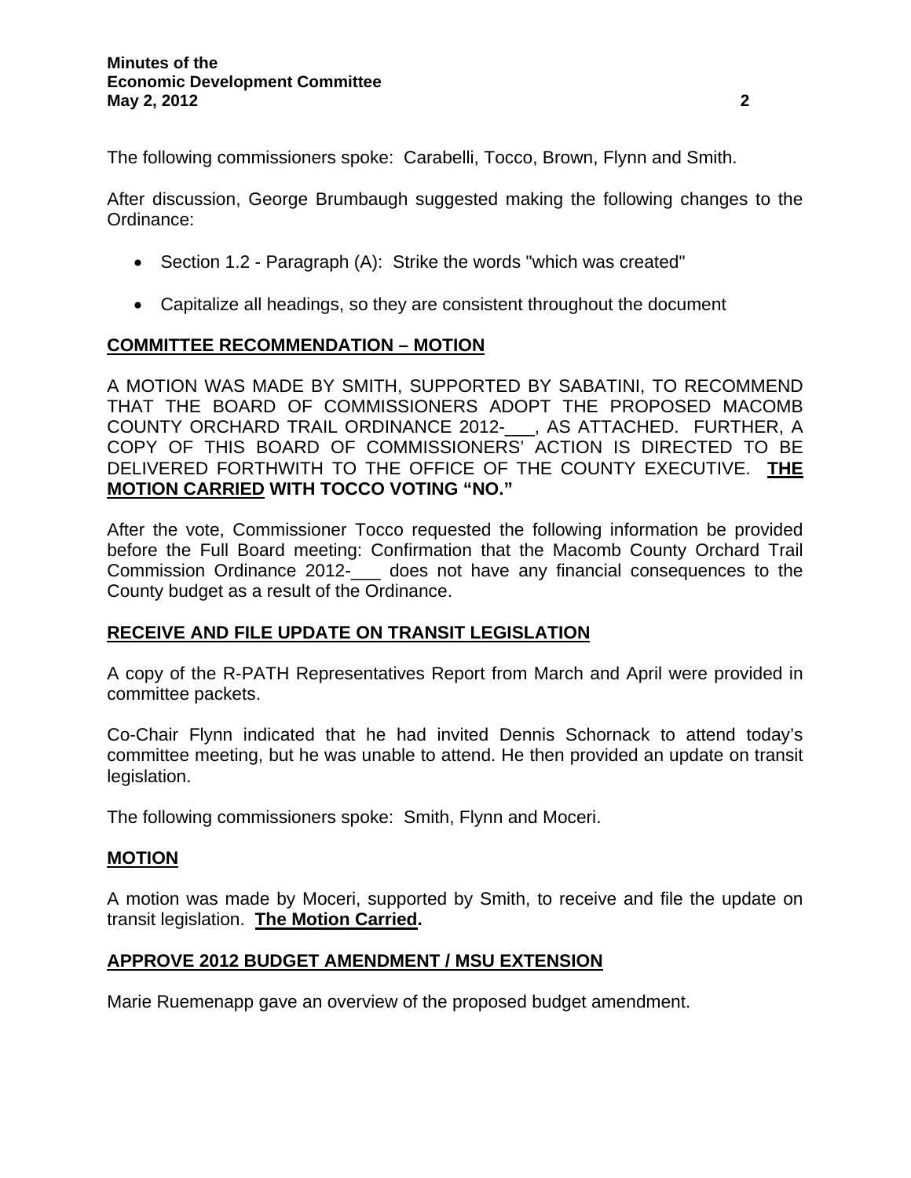The following commissioners spoke: Carabelli, Tocco, Brown, Flynn and Smith.

After discussion, George Brumbaugh suggested making the following changes to the Ordinance:

- Section 1.2 - Paragraph (A): Strike the words "which was created"
- Capitalize all headings, so they are consistent throughout the document

## COMMITTEE RECOMMENDATION – MOTION

A MOTION WAS MADE BY SMITH, SUPPORTED BY SABATINI, TO RECOMMEND THAT THE BOARD OF COMMISSIONERS ADOPT THE PROPOSED MACOMB COUNTY ORCHARD TRAIL ORDINANCE 2012-___, AS ATTACHED. FURTHER, A COPY OF THIS BOARD OF COMMISSIONERS' ACTION IS DIRECTED TO BE DELIVERED FORTHWITH TO THE OFFICE OF THE COUNTY EXECUTIVE. **THE MOTION CARRIED WITH TOCCO VOTING "NO."**

After the vote, Commissioner Tocco requested the following information be provided before the Full Board meeting: Confirmation that the Macomb County Orchard Trail Commission Ordinance 2012-___ does not have any financial consequences to the County budget as a result of the Ordinance.

## RECEIVE AND FILE UPDATE ON TRANSIT LEGISLATION

A copy of the R-PATH Representatives Report from March and April were provided in committee packets.

Co-Chair Flynn indicated that he had invited Dennis Schornack to attend today's committee meeting, but he was unable to attend. He then provided an update on transit legislation.

The following commissioners spoke: Smith, Flynn and Moceri.

## MOTION

A motion was made by Moceri, supported by Smith, to receive and file the update on transit legislation. **The Motion Carried.**

## APPROVE 2012 BUDGET AMENDMENT / MSU EXTENSION

Marie Ruemenapp gave an overview of the proposed budget amendment.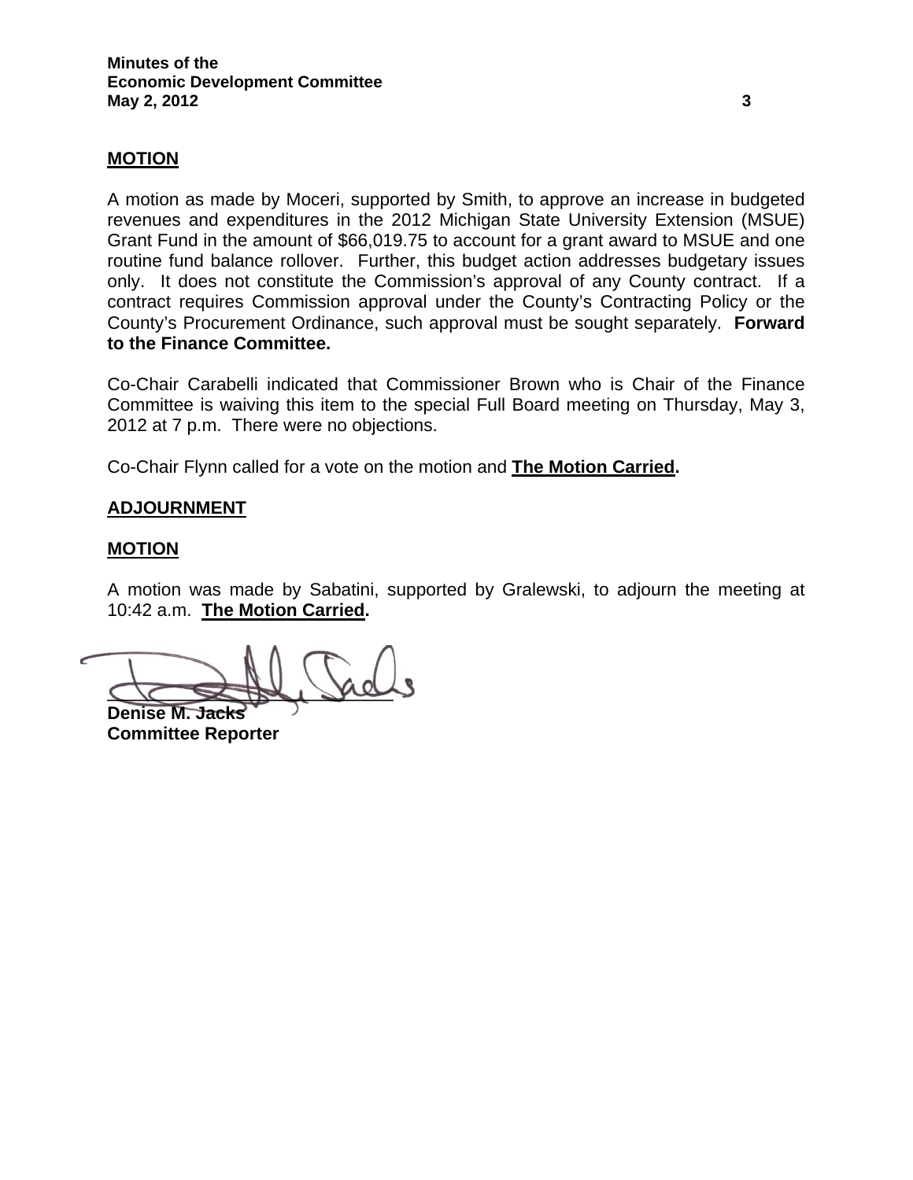**MOTION**

A motion as made by Moceri, supported by Smith, to approve an increase in budgeted revenues and expenditures in the 2012 Michigan State University Extension (MSUE) Grant Fund in the amount of $66,019.75 to account for a grant award to MSUE and one routine fund balance rollover. Further, this budget action addresses budgetary issues only. It does not constitute the Commission's approval of any County contract. If a contract requires Commission approval under the County's Contracting Policy or the County's Procurement Ordinance, such approval must be sought separately. **Forward to the Finance Committee.**

Co-Chair Carabelli indicated that Commissioner Brown who is Chair of the Finance Committee is waiving this item to the special Full Board meeting on Thursday, May 3, 2012 at 7 p.m. There were no objections.

Co-Chair Flynn called for a vote on the motion and **The Motion Carried.**

**ADJOURNMENT**

**MOTION**

A motion was made by Sabatini, supported by Gralewski, to adjourn the meeting at 10:42 a.m. **The Motion Carried.**

\_\_\_\_\_\_\_\_\_\_\_\_\_\_\_\_\_\_\_\_\_\_\_\_\_\_\_\_

**Denise M. Jacks**
**Committee Reporter**